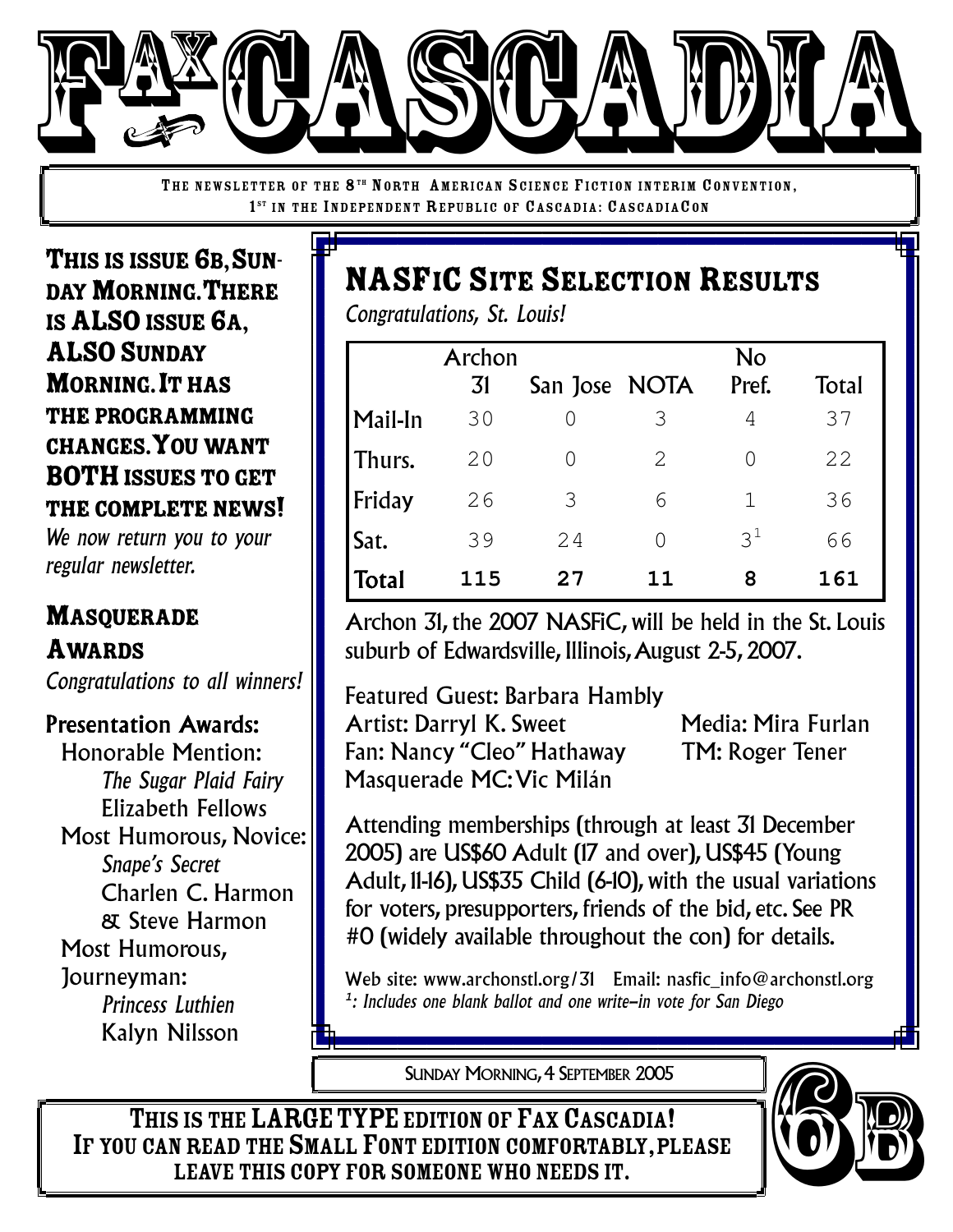# FAX CASCADIA

THE NEWSLETTER OF THE 8TH NORTH AMERICAN SCIENCE FICTION INTERIM CONVENTION, 1ST IN THE INDEPENDENT REPUBLIC OF CASCADIA: CASCADIACON

**THIS IS ISSUE 6B, SUNDAY MORNING. THERE IS ALSO ISSUE 6A, ALSO SUNDAY MORNING. IT HAS THE PROGRAMMING CHANGES. YOU WANT BOTH ISSUES TO GET THE COMPLETE NEWS!**

*We now return you to your regular newsletter.*

## MASQUERADE AWARDS

*Congratulations to all winners!*

**Presentation Awards:**

- Honorable Mention:
  - *The Sugar Plaid Fairy*
  - Elizabeth Fellows
- Most Humorous, Novice:
  - *Snape's Secret*
  - Charlen C. Harmon & Steve Harmon
- Most Humorous, Journeyman:
  - *Princess Luthien*
  - Kalyn Nilsson

## NASFIC SITE SELECTION RESULTS

*Congratulations, St. Louis!*

| | Archon 31 | San Jose | NOTA | No Pref. | Total |
|---|---|---|---|---|---|
| Mail-In | 30 | 0 | 3 | 4 | 37 |
| Thurs. | 20 | 0 | 2 | 0 | 22 |
| Friday | 26 | 3 | 6 | 1 | 36 |
| Sat. | 39 | 24 | 0 | 3[1] | 66 |
| **Total** | **115** | **27** | **11** | **8** | **161** |

Archon 31, the 2007 NASFiC, will be held in the St. Louis suburb of Edwardsville, Illinois, August 2-5, 2007.

Featured Guest: Barbara Hambly
Artist: Darryl K. Sweet
Media: Mira Furlan
Fan: Nancy "Cleo" Hathaway
TM: Roger Tener
Masquerade MC: Vic Milán

Attending memberships (through at least 31 December 2005) are US$60 Adult (17 and over), US$45 (Young Adult, 11-16), US$35 Child (6-10), with the usual variations for voters, presupporters, friends of the bid, etc. See PR #0 (widely available throughout the con) for details.

Web site: www.archonstl.org/31 Email: nasfic_info@archonstl.org

*[1]: Includes one blank ballot and one write-in vote for San Diego*

SUNDAY MORNING, 4 SEPTEMBER 2005

**THIS IS THE LARGE TYPE EDITION OF FAX CASCADIA! IF YOU CAN READ THE SMALL FONT EDITION COMFORTABLY, PLEASE LEAVE THIS COPY FOR SOMEONE WHO NEEDS IT.**

6B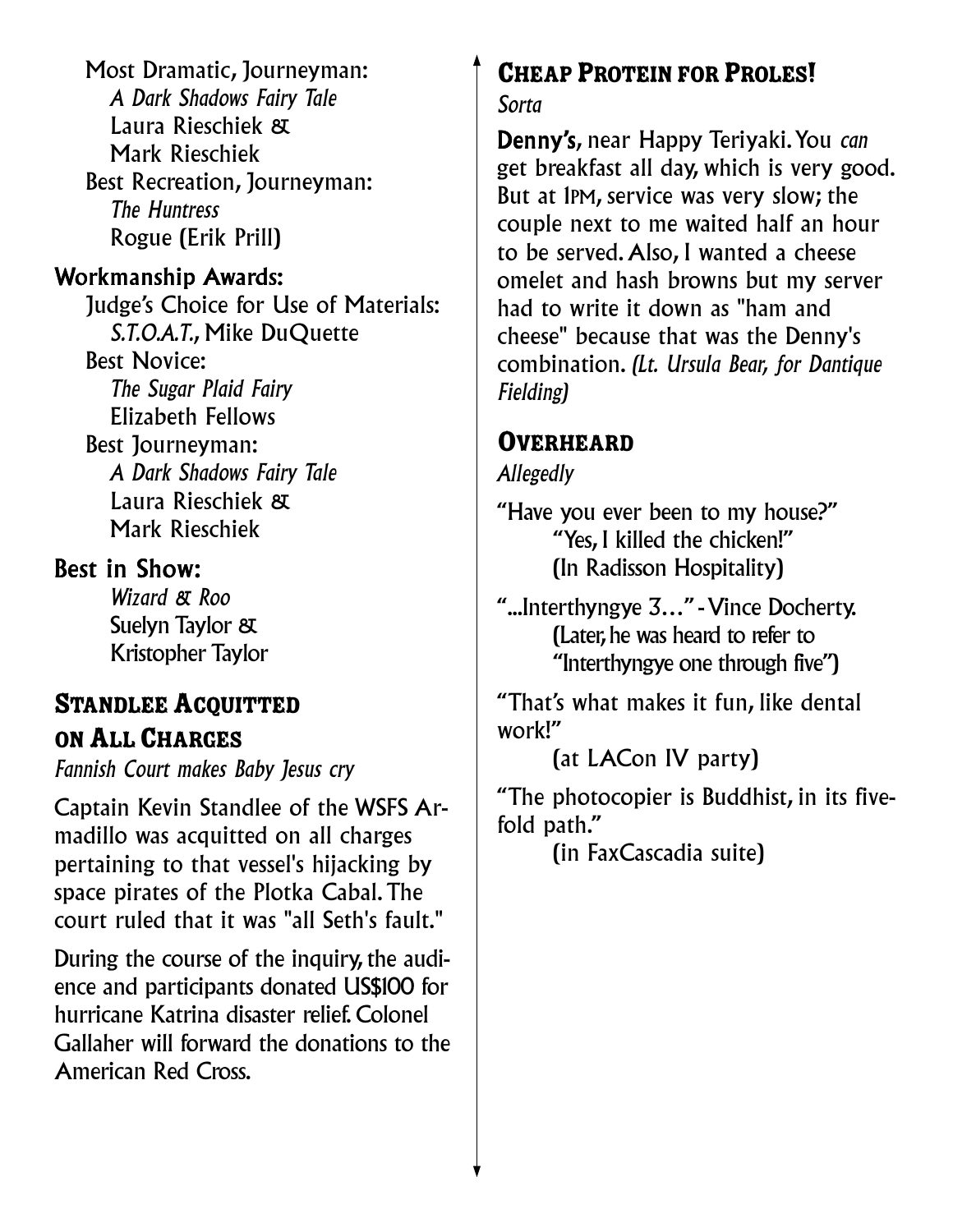Most Dramatic, Journeyman:
*A Dark Shadows Fairy Tale*
Laura Rieschiek &
Mark Rieschiek

Best Recreation, Journeyman:
*The Huntress*
Rogue (Erik Prill)

### Workmanship Awards:

Judge's Choice for Use of Materials:
*S.T.O.A.T.*, Mike DuQuette

Best Novice:
*The Sugar Plaid Fairy*
Elizabeth Fellows

Best Journeyman:
*A Dark Shadows Fairy Tale*
Laura Rieschiek &
Mark Rieschiek

### Best in Show:

*Wizard & Roo*
Suelyn Taylor &
Kristopher Taylor

## Standlee Acquitted on All Charges

*Fannish Court makes Baby Jesus cry*

Captain Kevin Standlee of the WSFS Armadillo was acquitted on all charges pertaining to that vessel's hijacking by space pirates of the Plotka Cabal. The court ruled that it was "all Seth's fault."

During the course of the inquiry, the audience and participants donated US$100 for hurricane Katrina disaster relief. Colonel Gallaher will forward the donations to the American Red Cross.

## Cheap Protein for Proles!

*Sorta*

**Denny's**, near Happy Teriyaki. You *can* get breakfast all day, which is very good. But at 1PM, service was very slow; the couple next to me waited half an hour to be served. Also, I wanted a cheese omelet and hash browns but my server had to write it down as "ham and cheese" because that was the Denny's combination. *(Lt. Ursula Bear, for Dantique Fielding)*

## Overheard

*Allegedly*

"Have you ever been to my house?"
"Yes, I killed the chicken!"
(In Radisson Hospitality)

"...Interthyngye 3..." - Vince Docherty.
(Later, he was heard to refer to "Interthyngye one through five")

"That's what makes it fun, like dental work!"
(at LACon IV party)

"The photocopier is Buddhist, in its five-fold path."
(in FaxCascadia suite)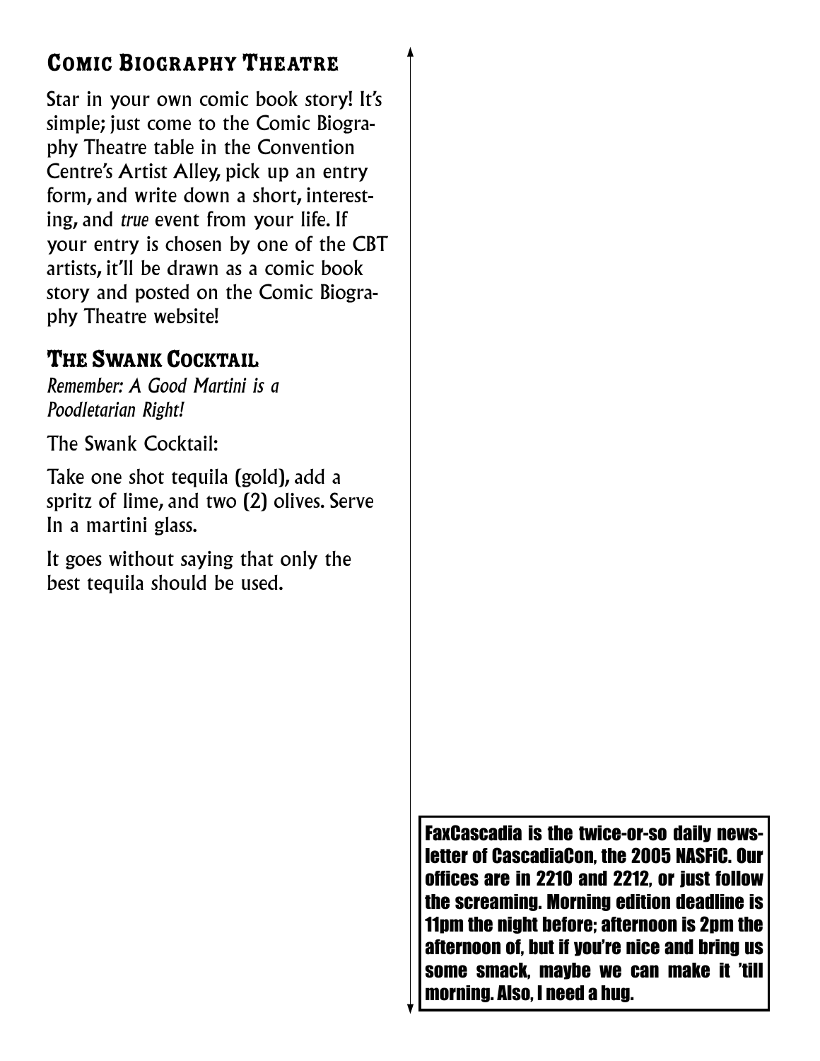## Comic Biography Theatre

Star in your own comic book story! It's simple; just come to the Comic Biography Theatre table in the Convention Centre's Artist Alley, pick up an entry form, and write down a short, interesting, and *true* event from your life. If your entry is chosen by one of the CBT artists, it'll be drawn as a comic book story and posted on the Comic Biography Theatre website!

## The Swank Cocktail

*Remember: A Good Martini is a Poodletarian Right!*

The Swank Cocktail:

Take one shot tequila (gold), add a spritz of lime, and two (2) olives. Serve In a martini glass.

It goes without saying that only the best tequila should be used.

**FaxCascadia is the twice-or-so daily newsletter of CascadiaCon, the 2005 NASFiC. Our offices are in 2210 and 2212, or just follow the screaming. Morning edition deadline is 11pm the night before; afternoon is 2pm the afternoon of, but if you're nice and bring us some smack, maybe we can make it 'till morning. Also, I need a hug.**